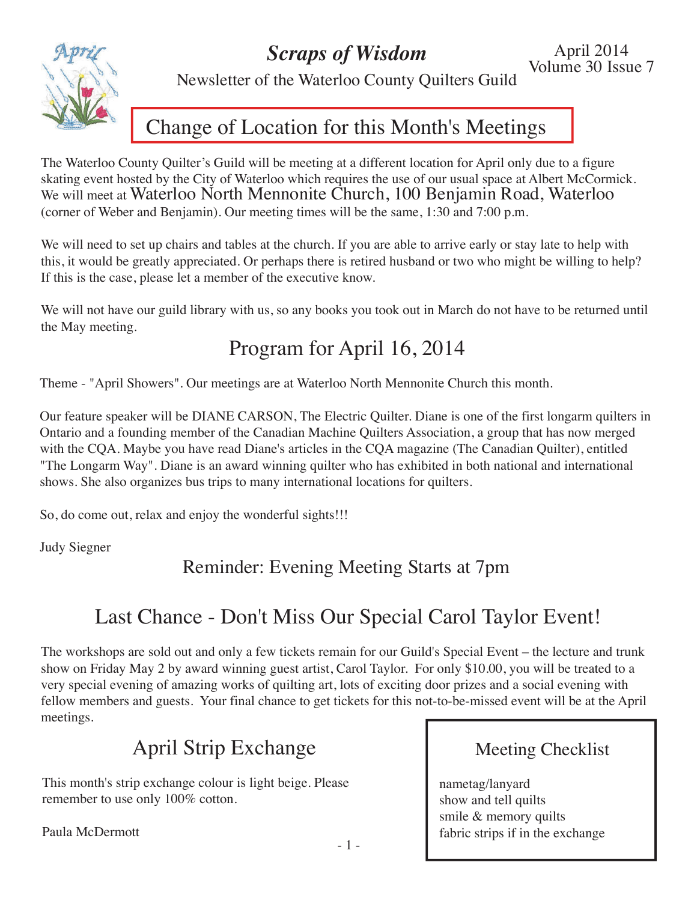# *Scraps of Wisdom*

Newsletter of the Waterloo County Quilters Guild

April 2014
Volume 30 Issue 7

## Change of Location for this Month's Meetings

The Waterloo County Quilter's Guild will be meeting at a different location for April only due to a figure skating event hosted by the City of Waterloo which requires the use of our usual space at Albert McCormick. We will meet at Waterloo North Mennonite Church, 100 Benjamin Road, Waterloo (corner of Weber and Benjamin). Our meeting times will be the same, 1:30 and 7:00 p.m.

We will need to set up chairs and tables at the church. If you are able to arrive early or stay late to help with this, it would be greatly appreciated. Or perhaps there is retired husband or two who might be willing to help? If this is the case, please let a member of the executive know.

We will not have our guild library with us, so any books you took out in March do not have to be returned until the May meeting.

## Program for April 16, 2014

Theme - "April Showers". Our meetings are at Waterloo North Mennonite Church this month.

Our feature speaker will be DIANE CARSON, The Electric Quilter. Diane is one of the first longarm quilters in Ontario and a founding member of the Canadian Machine Quilters Association, a group that has now merged with the CQA. Maybe you have read Diane's articles in the CQA magazine (The Canadian Quilter), entitled "The Longarm Way". Diane is an award winning quilter who has exhibited in both national and international shows. She also organizes bus trips to many international locations for quilters.

So, do come out, relax and enjoy the wonderful sights!!!

Judy Siegner

### Reminder: Evening Meeting Starts at 7pm

## Last Chance - Don't Miss Our Special Carol Taylor Event!

The workshops are sold out and only a few tickets remain for our Guild's Special Event – the lecture and trunk show on Friday May 2 by award winning guest artist, Carol Taylor. For only $10.00, you will be treated to a very special evening of amazing works of quilting art, lots of exciting door prizes and a social evening with fellow members and guests. Your final chance to get tickets for this not-to-be-missed event will be at the April meetings.

## April Strip Exchange

This month's strip exchange colour is light beige. Please remember to use only 100% cotton.

Paula McDermott

### Meeting Checklist

nametag/lanyard
show and tell quilts
smile & memory quilts
fabric strips if in the exchange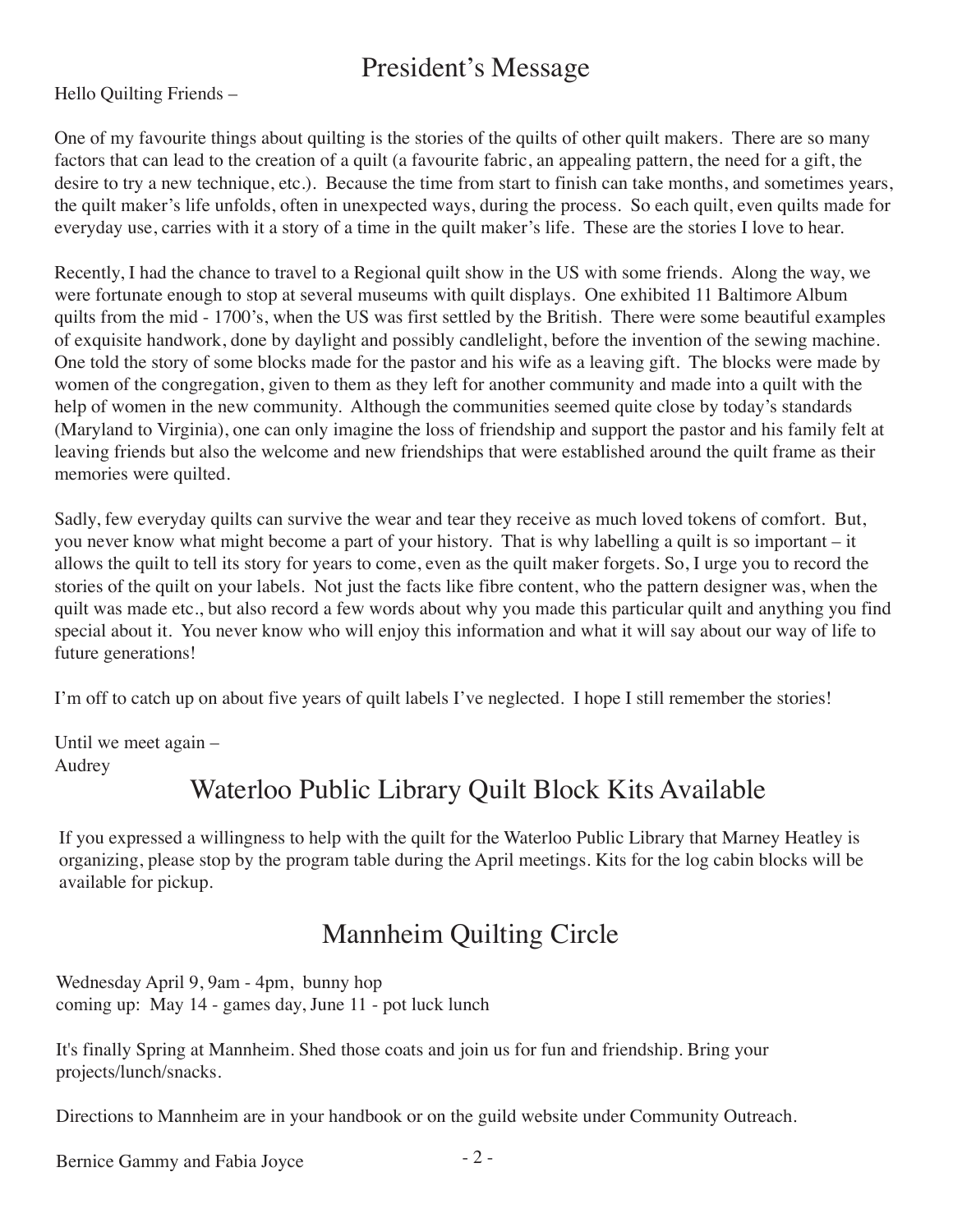# President's Message

Hello Quilting Friends –

One of my favourite things about quilting is the stories of the quilts of other quilt makers. There are so many factors that can lead to the creation of a quilt (a favourite fabric, an appealing pattern, the need for a gift, the desire to try a new technique, etc.). Because the time from start to finish can take months, and sometimes years, the quilt maker's life unfolds, often in unexpected ways, during the process. So each quilt, even quilts made for everyday use, carries with it a story of a time in the quilt maker's life. These are the stories I love to hear.

Recently, I had the chance to travel to a Regional quilt show in the US with some friends. Along the way, we were fortunate enough to stop at several museums with quilt displays. One exhibited 11 Baltimore Album quilts from the mid - 1700's, when the US was first settled by the British. There were some beautiful examples of exquisite handwork, done by daylight and possibly candlelight, before the invention of the sewing machine. One told the story of some blocks made for the pastor and his wife as a leaving gift. The blocks were made by women of the congregation, given to them as they left for another community and made into a quilt with the help of women in the new community. Although the communities seemed quite close by today's standards (Maryland to Virginia), one can only imagine the loss of friendship and support the pastor and his family felt at leaving friends but also the welcome and new friendships that were established around the quilt frame as their memories were quilted.

Sadly, few everyday quilts can survive the wear and tear they receive as much loved tokens of comfort. But, you never know what might become a part of your history. That is why labelling a quilt is so important – it allows the quilt to tell its story for years to come, even as the quilt maker forgets. So, I urge you to record the stories of the quilt on your labels. Not just the facts like fibre content, who the pattern designer was, when the quilt was made etc., but also record a few words about why you made this particular quilt and anything you find special about it. You never know who will enjoy this information and what it will say about our way of life to future generations!

I'm off to catch up on about five years of quilt labels I've neglected. I hope I still remember the stories!

Until we meet again –
Audrey

# Waterloo Public Library Quilt Block Kits Available

If you expressed a willingness to help with the quilt for the Waterloo Public Library that Marney Heatley is organizing, please stop by the program table during the April meetings. Kits for the log cabin blocks will be available for pickup.

# Mannheim Quilting Circle

Wednesday April 9, 9am - 4pm, bunny hop
coming up: May 14 - games day, June 11 - pot luck lunch

It's finally Spring at Mannheim. Shed those coats and join us for fun and friendship. Bring your projects/lunch/snacks.

Directions to Mannheim are in your handbook or on the guild website under Community Outreach.

Bernice Gammy and Fabia Joyce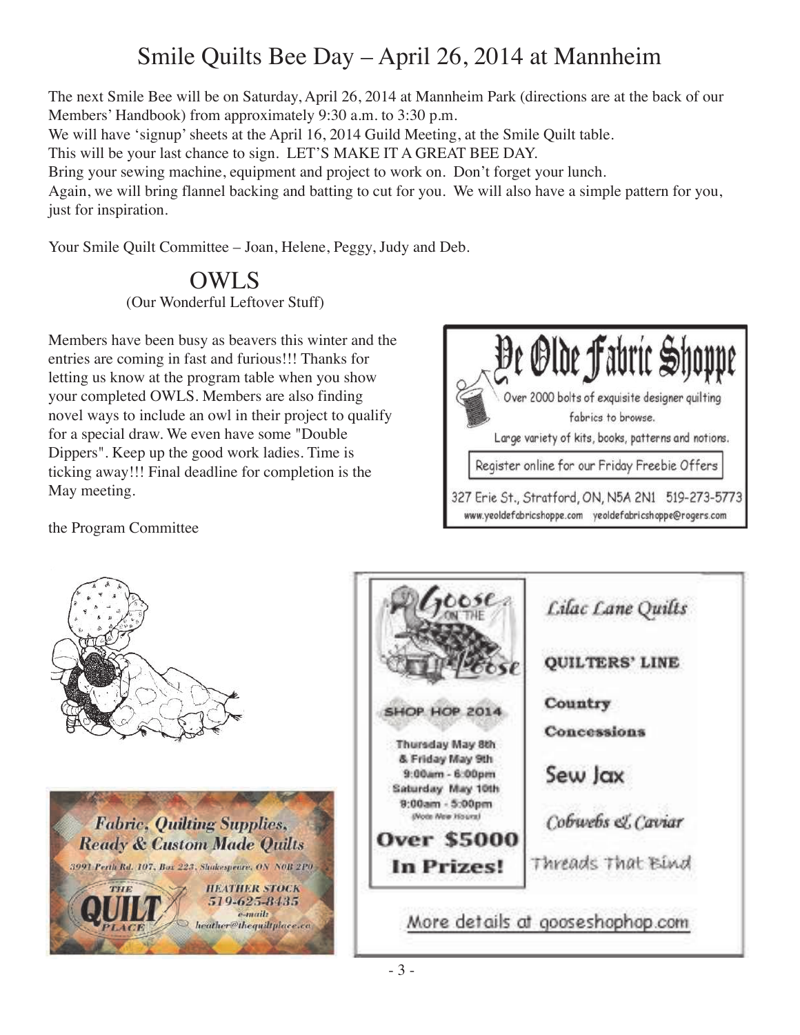# Smile Quilts Bee Day – April 26, 2014 at Mannheim

The next Smile Bee will be on Saturday, April 26, 2014 at Mannheim Park (directions are at the back of our Members' Handbook) from approximately 9:30 a.m. to 3:30 p.m.
We will have 'signup' sheets at the April 16, 2014 Guild Meeting, at the Smile Quilt table.
This will be your last chance to sign. LET'S MAKE IT A GREAT BEE DAY.
Bring your sewing machine, equipment and project to work on. Don't forget your lunch.
Again, we will bring flannel backing and batting to cut for you. We will also have a simple pattern for you, just for inspiration.

Your Smile Quilt Committee – Joan, Helene, Peggy, Judy and Deb.

## OWLS

(Our Wonderful Leftover Stuff)

Members have been busy as beavers this winter and the entries are coming in fast and furious!!! Thanks for letting us know at the program table when you show your completed OWLS. Members are also finding novel ways to include an owl in their project to qualify for a special draw. We even have some "Double Dippers". Keep up the good work ladies. Time is ticking away!!! Final deadline for completion is the May meeting.

the Program Committee

**Ye Olde Fabric Shoppe**

Over 2000 bolts of exquisite designer quilting fabrics to browse.
Large variety of kits, books, patterns and notions.

Register online for our Friday Freebie Offers

327 Erie St., Stratford, ON, N5A 2N1 519-273-5773
www.yeoldefabricshoppe.com yeoldefabricshoppe@rogers.com

**Goose on the Loose**

SHOP HOP 2014

Thursday May 8th
& Friday May 9th
9:00am - 6:00pm
Saturday May 10th
9:00am - 5:00pm
(Note New Hours)

**Over $5000 In Prizes!**

Lilac Lane Quilts
QUILTERS' LINE
Country Concessions
Sew Jax
Cobwebs & Caviar
Threads That Bind

More details at gooseshophop.com

**Fabric, Quilting Supplies, Ready & Custom Made Quilts**

3991 Perth Rd. 107, Box 223, Shakespeare, ON N0B 2P0

THE QUILT PLACE

HEATHER STOCK
519-625-8435
e-mail: heather@thequiltplace.ca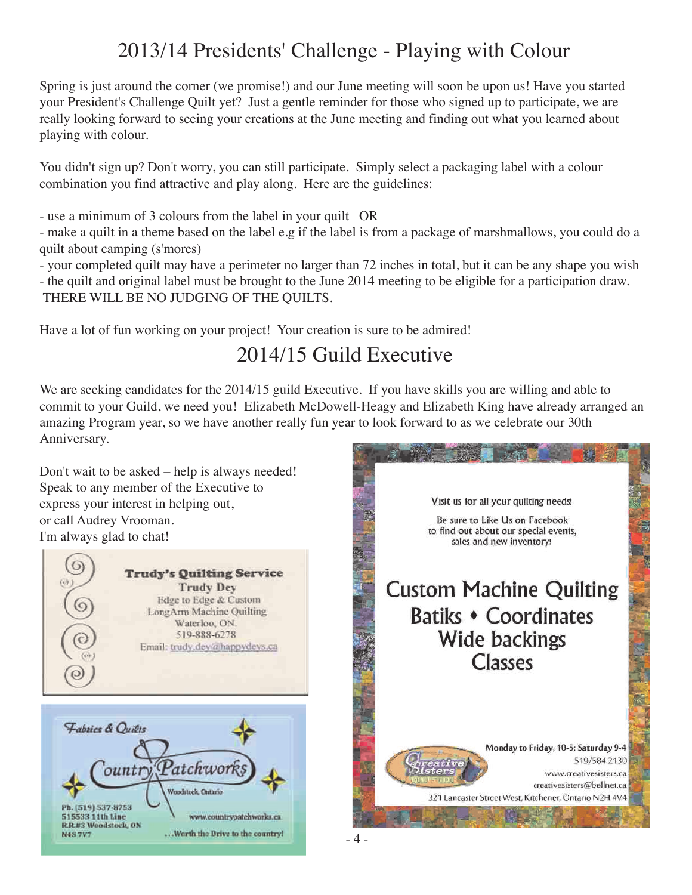# 2013/14 Presidents' Challenge - Playing with Colour

Spring is just around the corner (we promise!) and our June meeting will soon be upon us! Have you started your President's Challenge Quilt yet? Just a gentle reminder for those who signed up to participate, we are really looking forward to seeing your creations at the June meeting and finding out what you learned about playing with colour.

You didn't sign up? Don't worry, you can still participate. Simply select a packaging label with a colour combination you find attractive and play along. Here are the guidelines:

- use a minimum of 3 colours from the label in your quilt OR
- make a quilt in a theme based on the label e.g if the label is from a package of marshmallows, you could do a quilt about camping (s'mores)
- your completed quilt may have a perimeter no larger than 72 inches in total, but it can be any shape you wish
- the quilt and original label must be brought to the June 2014 meeting to be eligible for a participation draw. THERE WILL BE NO JUDGING OF THE QUILTS.

Have a lot of fun working on your project! Your creation is sure to be admired!

# 2014/15 Guild Executive

We are seeking candidates for the 2014/15 guild Executive. If you have skills you are willing and able to commit to your Guild, we need you! Elizabeth McDowell-Heagy and Elizabeth King have already arranged an amazing Program year, so we have another really fun year to look forward to as we celebrate our 30th Anniversary.

Don't wait to be asked – help is always needed! Speak to any member of the Executive to express your interest in helping out, or call Audrey Vrooman. I'm always glad to chat!

**Trudy's Quilting Service**
Trudy Dey
Edge to Edge & Custom
LongArm Machine Quilting
Waterloo, ON.
519-888-6278
Email: trudy.dey@happydeys.ca

*Fabrics & Quilts*
**Country Patchworks**
Woodstock, Ontario
Ph. (519) 537-8753
515533 11th Line
R.R.#3 Woodstock, ON
N4S 7V7
www.countrypatchworks.ca
...Worth the Drive to the country!

Visit us for all your quilting needs!

Be sure to Like Us on Facebook to find out about our special events, sales and new inventory!

**Custom Machine Quilting**
**Batiks • Coordinates**
**Wide backings**
**Classes**

Creative Sisters Quilt Studio
Monday to Friday, 10-5; Saturday 9-4
519/584 2130
www.creativesisters.ca
creativesisters@bellnet.ca
321 Lancaster Street West, Kitchener, Ontario N2H 4V4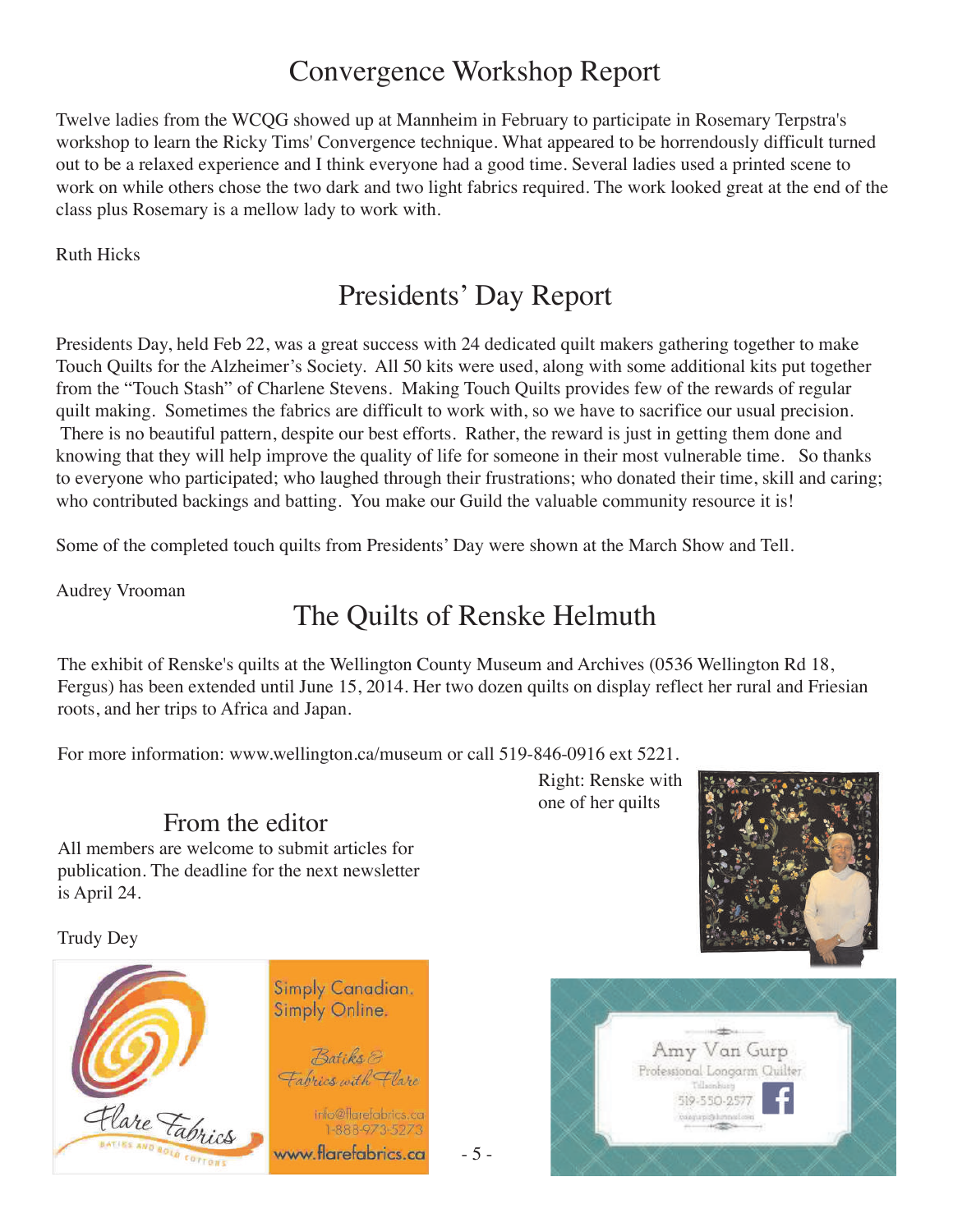# Convergence Workshop Report

Twelve ladies from the WCQG showed up at Mannheim in February to participate in Rosemary Terpstra's workshop to learn the Ricky Tims' Convergence technique. What appeared to be horrendously difficult turned out to be a relaxed experience and I think everyone had a good time. Several ladies used a printed scene to work on while others chose the two dark and two light fabrics required. The work looked great at the end of the class plus Rosemary is a mellow lady to work with.

Ruth Hicks

# Presidents' Day Report

Presidents Day, held Feb 22, was a great success with 24 dedicated quilt makers gathering together to make Touch Quilts for the Alzheimer's Society. All 50 kits were used, along with some additional kits put together from the "Touch Stash" of Charlene Stevens. Making Touch Quilts provides few of the rewards of regular quilt making. Sometimes the fabrics are difficult to work with, so we have to sacrifice our usual precision. There is no beautiful pattern, despite our best efforts. Rather, the reward is just in getting them done and knowing that they will help improve the quality of life for someone in their most vulnerable time. So thanks to everyone who participated; who laughed through their frustrations; who donated their time, skill and caring; who contributed backings and batting. You make our Guild the valuable community resource it is!

Some of the completed touch quilts from Presidents' Day were shown at the March Show and Tell.

Audrey Vrooman

# The Quilts of Renske Helmuth

The exhibit of Renske's quilts at the Wellington County Museum and Archives (0536 Wellington Rd 18, Fergus) has been extended until June 15, 2014. Her two dozen quilts on display reflect her rural and Friesian roots, and her trips to Africa and Japan.

For more information: www.wellington.ca/museum or call 519-846-0916 ext 5221.

Right: Renske with one of her quilts

## From the editor

All members are welcome to submit articles for publication. The deadline for the next newsletter is April 24.

Trudy Dey

Flare Fabrics — Batiks and Bold Cottons
Simply Canadian. Simply Online.
Batiks & Fabrics with Flare
info@flarefabrics.ca
1-888-973-5273
www.flarefabrics.ca

Amy Van Gurp
Professional Longarm Quilter
Tillsonburg
519-550-2577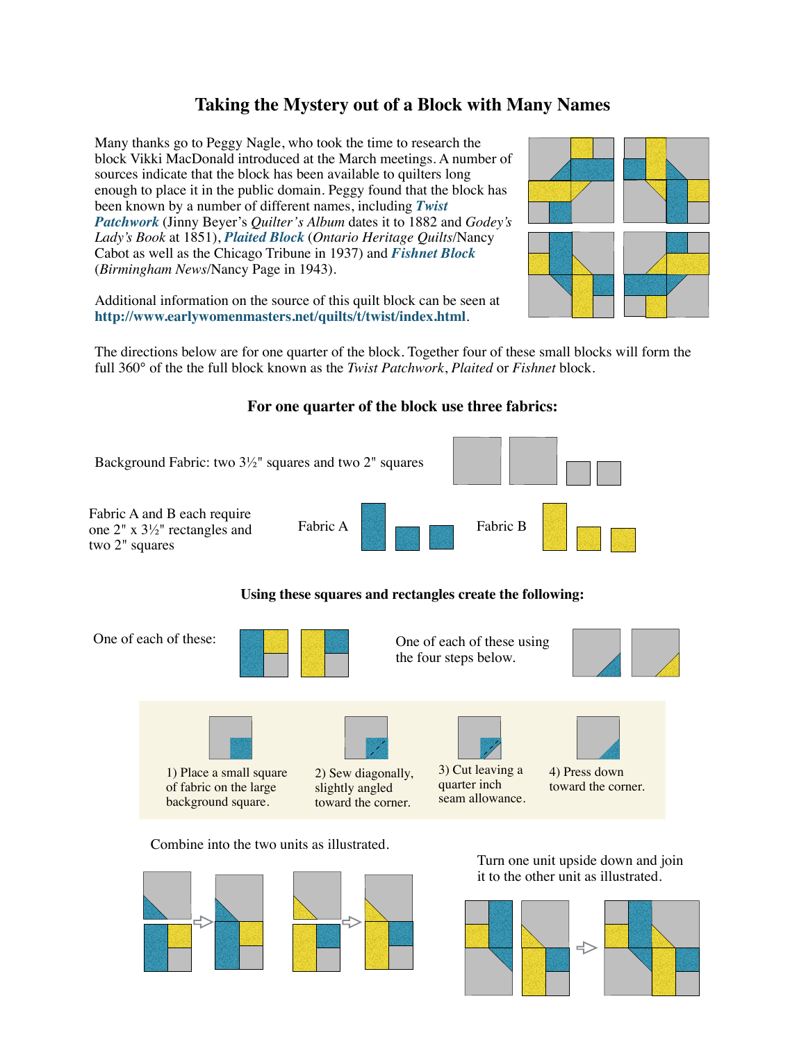# Taking the Mystery out of a Block with Many Names

Many thanks go to Peggy Nagle, who took the time to research the block Vikki MacDonald introduced at the March meetings. A number of sources indicate that the block has been available to quilters long enough to place it in the public domain. Peggy found that the block has been known by a number of different names, including ***Twist Patchwork*** (Jinny Beyer's *Quilter's Album* dates it to 1882 and *Godey's Lady's Book* at 1851), ***Plaited Block*** (*Ontario Heritage Quilts*/Nancy Cabot as well as the Chicago Tribune in 1937) and ***Fishnet Block*** (*Birmingham News*/Nancy Page in 1943).

Additional information on the source of this quilt block can be seen at **http://www.earlywomenmasters.net/quilts/t/twist/index.html**.

The directions below are for one quarter of the block. Together four of these small blocks will form the full 360° of the the full block known as the *Twist Patchwork*, *Plaited* or *Fishnet* block.

### For one quarter of the block use three fabrics:

Background Fabric: two 3½" squares and two 2" squares

Fabric A and B each require one 2" x 3½" rectangles and two 2" squares

Fabric A

Fabric B

### Using these squares and rectangles create the following:

One of each of these:

One of each of these using the four steps below.

1) Place a small square of fabric on the large background square.

2) Sew diagonally, slightly angled toward the corner.

3) Cut leaving a quarter inch seam allowance.

4) Press down toward the corner.

Combine into the two units as illustrated.

Turn one unit upside down and join it to the other unit as illustrated.